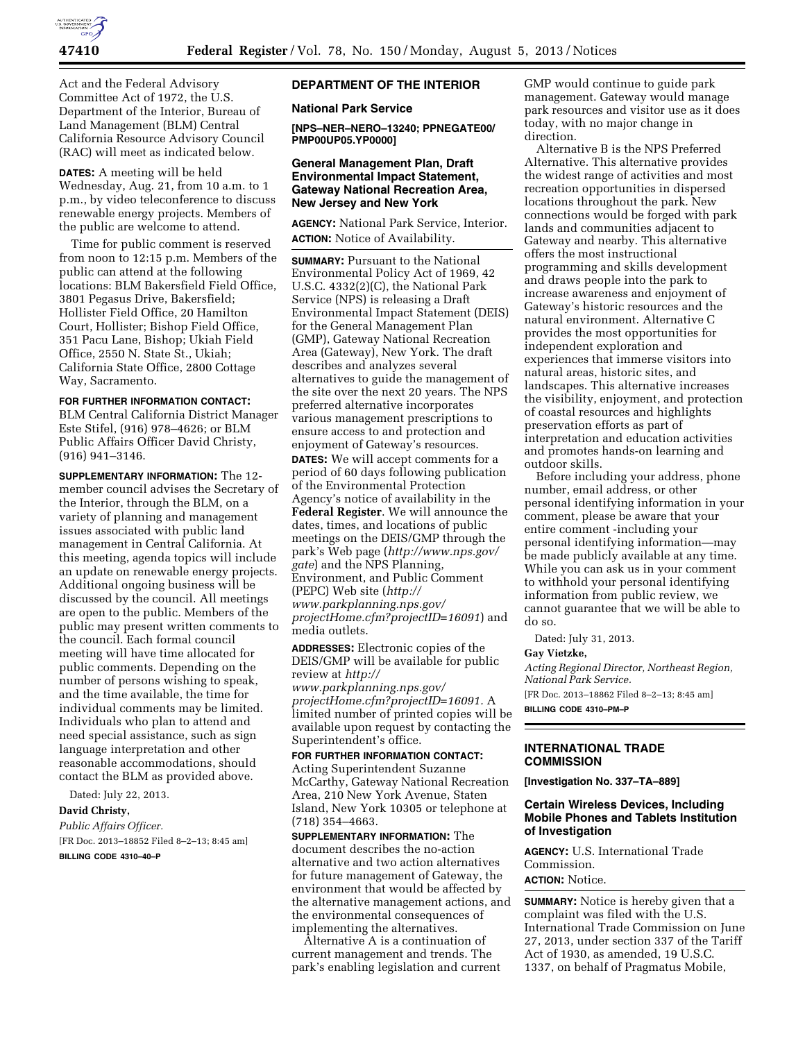Act and the Federal Advisory Committee Act of 1972, the U.S. Department of the Interior, Bureau of Land Management (BLM) Central California Resource Advisory Council (RAC) will meet as indicated below.

**DATES:** A meeting will be held Wednesday, Aug. 21, from 10 a.m. to 1 p.m., by video teleconference to discuss renewable energy projects. Members of the public are welcome to attend.

Time for public comment is reserved from noon to 12:15 p.m. Members of the public can attend at the following locations: BLM Bakersfield Field Office, 3801 Pegasus Drive, Bakersfield; Hollister Field Office, 20 Hamilton Court, Hollister; Bishop Field Office, 351 Pacu Lane, Bishop; Ukiah Field Office, 2550 N. State St., Ukiah; California State Office, 2800 Cottage Way, Sacramento.

**FOR FURTHER INFORMATION CONTACT:** BLM Central California District Manager Este Stifel, (916) 978–4626; or BLM Public Affairs Officer David Christy, (916) 941–3146.

**SUPPLEMENTARY INFORMATION:** The 12-member council advises the Secretary of the Interior, through the BLM, on a variety of planning and management issues associated with public land management in Central California. At this meeting, agenda topics will include an update on renewable energy projects. Additional ongoing business will be discussed by the council. All meetings are open to the public. Members of the public may present written comments to the council. Each formal council meeting will have time allocated for public comments. Depending on the number of persons wishing to speak, and the time available, the time for individual comments may be limited. Individuals who plan to attend and need special assistance, such as sign language interpretation and other reasonable accommodations, should contact the BLM as provided above.

Dated: July 22, 2013.

**David Christy,**

*Public Affairs Officer.*

[FR Doc. 2013–18852 Filed 8–2–13; 8:45 am]

**BILLING CODE 4310–40–P**

---

## DEPARTMENT OF THE INTERIOR

### National Park Service

**[NPS–NER–NERO–13240; PPNEGATE00/PMP00UP05.YP0000]**

### General Management Plan, Draft Environmental Impact Statement, Gateway National Recreation Area, New Jersey and New York

**AGENCY:** National Park Service, Interior.

**ACTION:** Notice of Availability.

**SUMMARY:** Pursuant to the National Environmental Policy Act of 1969, 42 U.S.C. 4332(2)(C), the National Park Service (NPS) is releasing a Draft Environmental Impact Statement (DEIS) for the General Management Plan (GMP), Gateway National Recreation Area (Gateway), New York. The draft describes and analyzes several alternatives to guide the management of the site over the next 20 years. The NPS preferred alternative incorporates various management prescriptions to ensure access to and protection and enjoyment of Gateway's resources.

**DATES:** We will accept comments for a period of 60 days following publication of the Environmental Protection Agency's notice of availability in the **Federal Register**. We will announce the dates, times, and locations of public meetings on the DEIS/GMP through the park's Web page (*http://www.nps.gov/gate*) and the NPS Planning, Environment, and Public Comment (PEPC) Web site (*http://www.parkplanning.nps.gov/projectHome.cfm?projectID=16091*) and media outlets.

**ADDRESSES:** Electronic copies of the DEIS/GMP will be available for public review at *http://www.parkplanning.nps.gov/projectHome.cfm?projectID=16091.* A limited number of printed copies will be available upon request by contacting the Superintendent's office.

**FOR FURTHER INFORMATION CONTACT:** Acting Superintendent Suzanne McCarthy, Gateway National Recreation Area, 210 New York Avenue, Staten Island, New York 10305 or telephone at (718) 354–4663.

**SUPPLEMENTARY INFORMATION:** The document describes the no-action alternative and two action alternatives for future management of Gateway, the environment that would be affected by the alternative management actions, and the environmental consequences of implementing the alternatives.

Alternative A is a continuation of current management and trends. The park's enabling legislation and current GMP would continue to guide park management. Gateway would manage park resources and visitor use as it does today, with no major change in direction.

Alternative B is the NPS Preferred Alternative. This alternative provides the widest range of activities and most recreation opportunities in dispersed locations throughout the park. New connections would be forged with park lands and communities adjacent to Gateway and nearby. This alternative offers the most instructional programming and skills development and draws people into the park to increase awareness and enjoyment of Gateway's historic resources and the natural environment. Alternative C provides the most opportunities for independent exploration and experiences that immerse visitors into natural areas, historic sites, and landscapes. This alternative increases the visibility, enjoyment, and protection of coastal resources and highlights preservation efforts as part of interpretation and education activities and promotes hands-on learning and outdoor skills.

Before including your address, phone number, email address, or other personal identifying information in your comment, please be aware that your entire comment -including your personal identifying information—may be made publicly available at any time. While you can ask us in your comment to withhold your personal identifying information from public review, we cannot guarantee that we will be able to do so.

Dated: July 31, 2013.

**Gay Vietzke,**

*Acting Regional Director, Northeast Region, National Park Service.*

[FR Doc. 2013–18862 Filed 8–2–13; 8:45 am]

**BILLING CODE 4310–PM–P**

---

## INTERNATIONAL TRADE COMMISSION

**[Investigation No. 337–TA–889]**

### Certain Wireless Devices, Including Mobile Phones and Tablets Institution of Investigation

**AGENCY:** U.S. International Trade Commission.

**ACTION:** Notice.

**SUMMARY:** Notice is hereby given that a complaint was filed with the U.S. International Trade Commission on June 27, 2013, under section 337 of the Tariff Act of 1930, as amended, 19 U.S.C. 1337, on behalf of Pragmatus Mobile,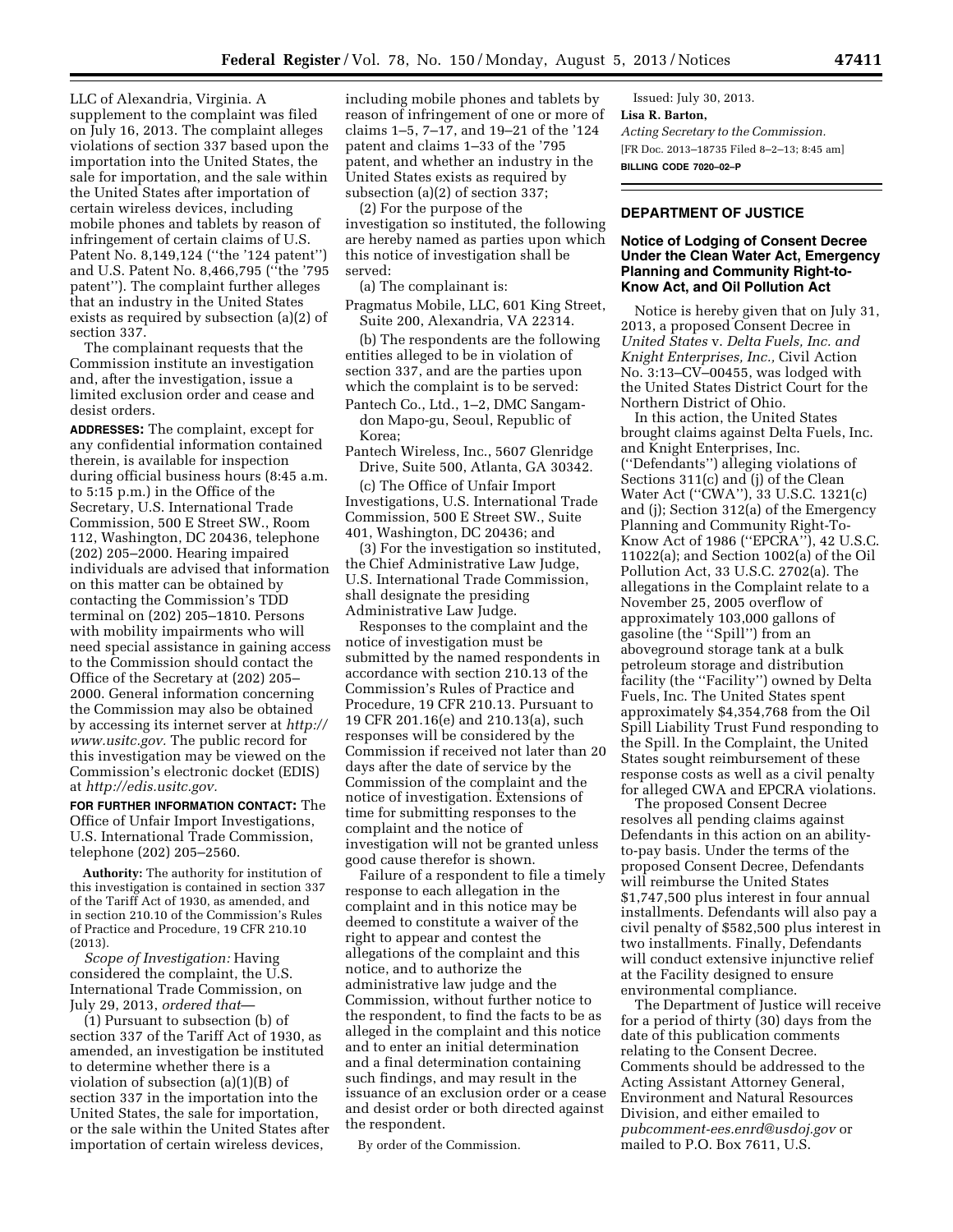LLC of Alexandria, Virginia. A supplement to the complaint was filed on July 16, 2013. The complaint alleges violations of section 337 based upon the importation into the United States, the sale for importation, and the sale within the United States after importation of certain wireless devices, including mobile phones and tablets by reason of infringement of certain claims of U.S. Patent No. 8,149,124 (''the '124 patent'') and U.S. Patent No. 8,466,795 (''the '795 patent''). The complaint further alleges that an industry in the United States exists as required by subsection (a)(2) of section 337.

The complainant requests that the Commission institute an investigation and, after the investigation, issue a limited exclusion order and cease and desist orders.

**ADDRESSES:** The complaint, except for any confidential information contained therein, is available for inspection during official business hours (8:45 a.m. to 5:15 p.m.) in the Office of the Secretary, U.S. International Trade Commission, 500 E Street SW., Room 112, Washington, DC 20436, telephone (202) 205–2000. Hearing impaired individuals are advised that information on this matter can be obtained by contacting the Commission's TDD terminal on (202) 205–1810. Persons with mobility impairments who will need special assistance in gaining access to the Commission should contact the Office of the Secretary at (202) 205–2000. General information concerning the Commission may also be obtained by accessing its internet server at *http://www.usitc.gov.* The public record for this investigation may be viewed on the Commission's electronic docket (EDIS) at *http://edis.usitc.gov.*

**FOR FURTHER INFORMATION CONTACT:** The Office of Unfair Import Investigations, U.S. International Trade Commission, telephone (202) 205–2560.

**Authority:** The authority for institution of this investigation is contained in section 337 of the Tariff Act of 1930, as amended, and in section 210.10 of the Commission's Rules of Practice and Procedure, 19 CFR 210.10 (2013).

*Scope of Investigation:* Having considered the complaint, the U.S. International Trade Commission, on July 29, 2013, *ordered that*—

(1) Pursuant to subsection (b) of section 337 of the Tariff Act of 1930, as amended, an investigation be instituted to determine whether there is a violation of subsection (a)(1)(B) of section 337 in the importation into the United States, the sale for importation, or the sale within the United States after importation of certain wireless devices, including mobile phones and tablets by reason of infringement of one or more of claims 1–5, 7–17, and 19–21 of the '124 patent and claims 1–33 of the '795 patent, and whether an industry in the United States exists as required by subsection (a)(2) of section 337;

(2) For the purpose of the investigation so instituted, the following are hereby named as parties upon which this notice of investigation shall be served:

(a) The complainant is:

Pragmatus Mobile, LLC, 601 King Street, Suite 200, Alexandria, VA 22314.

(b) The respondents are the following entities alleged to be in violation of section 337, and are the parties upon which the complaint is to be served:

Pantech Co., Ltd., 1–2, DMC Sangam-don Mapo-gu, Seoul, Republic of Korea;

Pantech Wireless, Inc., 5607 Glenridge Drive, Suite 500, Atlanta, GA 30342.

(c) The Office of Unfair Import Investigations, U.S. International Trade Commission, 500 E Street SW., Suite 401, Washington, DC 20436; and

(3) For the investigation so instituted, the Chief Administrative Law Judge, U.S. International Trade Commission, shall designate the presiding Administrative Law Judge.

Responses to the complaint and the notice of investigation must be submitted by the named respondents in accordance with section 210.13 of the Commission's Rules of Practice and Procedure, 19 CFR 210.13. Pursuant to 19 CFR 201.16(e) and 210.13(a), such responses will be considered by the Commission if received not later than 20 days after the date of service by the Commission of the complaint and the notice of investigation. Extensions of time for submitting responses to the complaint and the notice of investigation will not be granted unless good cause therefor is shown.

Failure of a respondent to file a timely response to each allegation in the complaint and in this notice may be deemed to constitute a waiver of the right to appear and contest the allegations of the complaint and this notice, and to authorize the administrative law judge and the Commission, without further notice to the respondent, to find the facts to be as alleged in the complaint and this notice and to enter an initial determination and a final determination containing such findings, and may result in the issuance of an exclusion order or a cease and desist order or both directed against the respondent.

By order of the Commission.

Issued: July 30, 2013.

**Lisa R. Barton,**

*Acting Secretary to the Commission.*

[FR Doc. 2013–18735 Filed 8–2–13; 8:45 am]

**BILLING CODE 7020–02–P**

## DEPARTMENT OF JUSTICE

### Notice of Lodging of Consent Decree Under the Clean Water Act, Emergency Planning and Community Right-to-Know Act, and Oil Pollution Act

Notice is hereby given that on July 31, 2013, a proposed Consent Decree in *United States* v. *Delta Fuels, Inc. and Knight Enterprises, Inc.,* Civil Action No. 3:13–CV–00455, was lodged with the United States District Court for the Northern District of Ohio.

In this action, the United States brought claims against Delta Fuels, Inc. and Knight Enterprises, Inc. (''Defendants'') alleging violations of Sections 311(c) and (j) of the Clean Water Act (''CWA''), 33 U.S.C. 1321(c) and (j); Section 312(a) of the Emergency Planning and Community Right-To-Know Act of 1986 (''EPCRA''), 42 U.S.C. 11022(a); and Section 1002(a) of the Oil Pollution Act, 33 U.S.C. 2702(a). The allegations in the Complaint relate to a November 25, 2005 overflow of approximately 103,000 gallons of gasoline (the ''Spill'') from an aboveground storage tank at a bulk petroleum storage and distribution facility (the ''Facility'') owned by Delta Fuels, Inc. The United States spent approximately $4,354,768 from the Oil Spill Liability Trust Fund responding to the Spill. In the Complaint, the United States sought reimbursement of these response costs as well as a civil penalty for alleged CWA and EPCRA violations.

The proposed Consent Decree resolves all pending claims against Defendants in this action on an ability-to-pay basis. Under the terms of the proposed Consent Decree, Defendants will reimburse the United States $1,747,500 plus interest in four annual installments. Defendants will also pay a civil penalty of $582,500 plus interest in two installments. Finally, Defendants will conduct extensive injunctive relief at the Facility designed to ensure environmental compliance.

The Department of Justice will receive for a period of thirty (30) days from the date of this publication comments relating to the Consent Decree. Comments should be addressed to the Acting Assistant Attorney General, Environment and Natural Resources Division, and either emailed to *pubcomment-ees.enrd@usdoj.gov* or mailed to P.O. Box 7611, U.S.